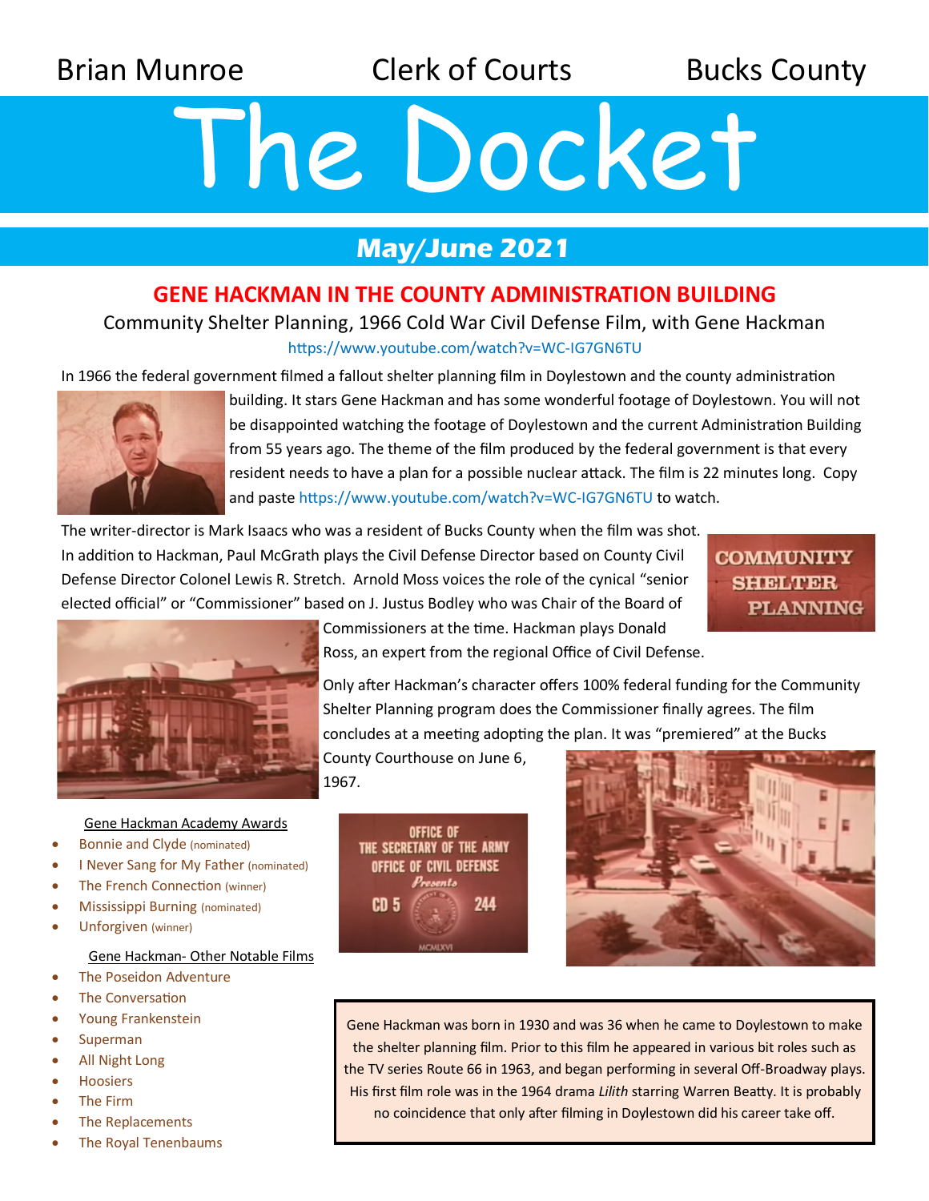Brian Munroe　　Clerk of Courts　　Bucks County

# The Docket

## May/June 2021

## GENE HACKMAN IN THE COUNTY ADMINISTRATION BUILDING

Community Shelter Planning, 1966 Cold War Civil Defense Film, with Gene Hackman

https://www.youtube.com/watch?v=WC-IG7GN6TU

In 1966 the federal government filmed a fallout shelter planning film in Doylestown and the county administration building. It stars Gene Hackman and has some wonderful footage of Doylestown. You will not be disappointed watching the footage of Doylestown and the current Administration Building from 55 years ago. The theme of the film produced by the federal government is that every resident needs to have a plan for a possible nuclear attack. The film is 22 minutes long. Copy and paste https://www.youtube.com/watch?v=WC-IG7GN6TU to watch.

The writer-director is Mark Isaacs who was a resident of Bucks County when the film was shot. In addition to Hackman, Paul McGrath plays the Civil Defense Director based on County Civil Defense Director Colonel Lewis R. Stretch. Arnold Moss voices the role of the cynical "senior elected official" or "Commissioner" based on J. Justus Bodley who was Chair of the Board of Commissioners at the time. Hackman plays Donald Ross, an expert from the regional Office of Civil Defense.

Only after Hackman's character offers 100% federal funding for the Community Shelter Planning program does the Commissioner finally agree. The film concludes at a meeting adopting the plan. It was "premiered" at the Bucks County Courthouse on June 6, 1967.

Gene Hackman Academy Awards

- Bonnie and Clyde (nominated)
- I Never Sang for My Father (nominated)
- The French Connection (winner)
- Mississippi Burning (nominated)
- Unforgiven (winner)

Gene Hackman- Other Notable Films

- The Poseidon Adventure
- The Conversation
- Young Frankenstein
- Superman
- All Night Long
- Hoosiers
- The Firm
- The Replacements
- The Royal Tenenbaums

Gene Hackman was born in 1930 and was 36 when he came to Doylestown to make the shelter planning film. Prior to this film he appeared in various bit roles such as the TV series Route 66 in 1963, and began performing in several Off-Broadway plays. His first film role was in the 1964 drama *Lilith* starring Warren Beatty. It is probably no coincidence that only after filming in Doylestown did his career take off.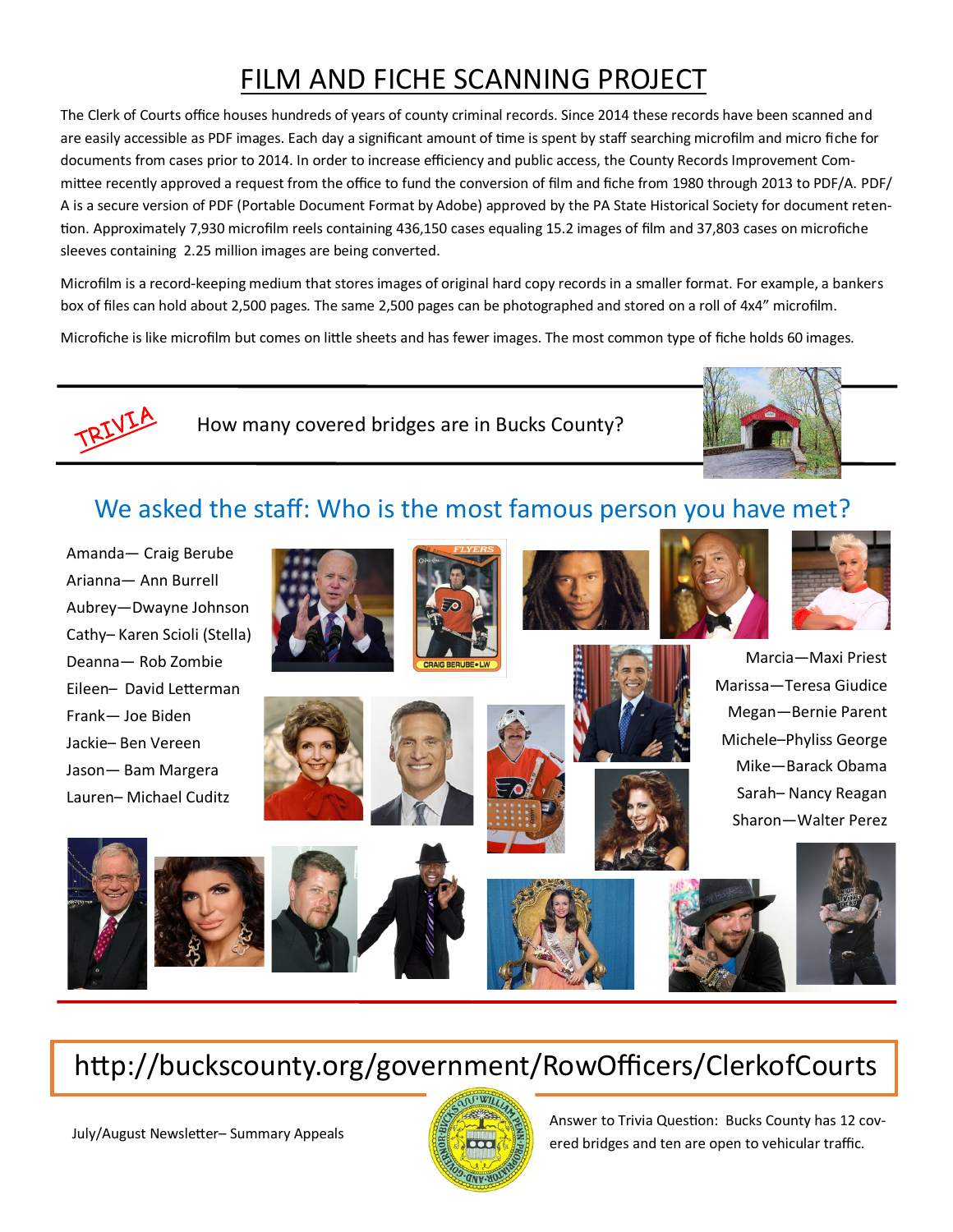# FILM AND FICHE SCANNING PROJECT

The Clerk of Courts office houses hundreds of years of county criminal records. Since 2014 these records have been scanned and are easily accessible as PDF images. Each day a significant amount of time is spent by staff searching microfilm and micro fiche for documents from cases prior to 2014. In order to increase efficiency and public access, the County Records Improvement Committee recently approved a request from the office to fund the conversion of film and fiche from 1980 through 2013 to PDF/A. PDF/A is a secure version of PDF (Portable Document Format by Adobe) approved by the PA State Historical Society for document retention. Approximately 7,930 microfilm reels containing 436,150 cases equaling 15.2 images of film and 37,803 cases on microfiche sleeves containing 2.25 million images are being converted.

Microfilm is a record-keeping medium that stores images of original hard copy records in a smaller format. For example, a bankers box of files can hold about 2,500 pages. The same 2,500 pages can be photographed and stored on a roll of 4x4" microfilm.

Microfiche is like microfilm but comes on little sheets and has fewer images. The most common type of fiche holds 60 images.

TRIVIA

How many covered bridges are in Bucks County?

## We asked the staff: Who is the most famous person you have met?

Amanda— Craig Berube
Arianna— Ann Burrell
Aubrey—Dwayne Johnson
Cathy– Karen Scioli (Stella)
Deanna— Rob Zombie
Eileen– David Letterman
Frank— Joe Biden
Jackie– Ben Vereen
Jason— Bam Margera
Lauren– Michael Cuditz
Marcia—Maxi Priest
Marissa—Teresa Giudice
Megan—Bernie Parent
Michele–Phyliss George
Mike—Barack Obama
Sarah– Nancy Reagan
Sharon—Walter Perez

http://buckscounty.org/government/RowOfficers/ClerkofCourts

July/August Newsletter– Summary Appeals

Answer to Trivia Question: Bucks County has 12 covered bridges and ten are open to vehicular traffic.